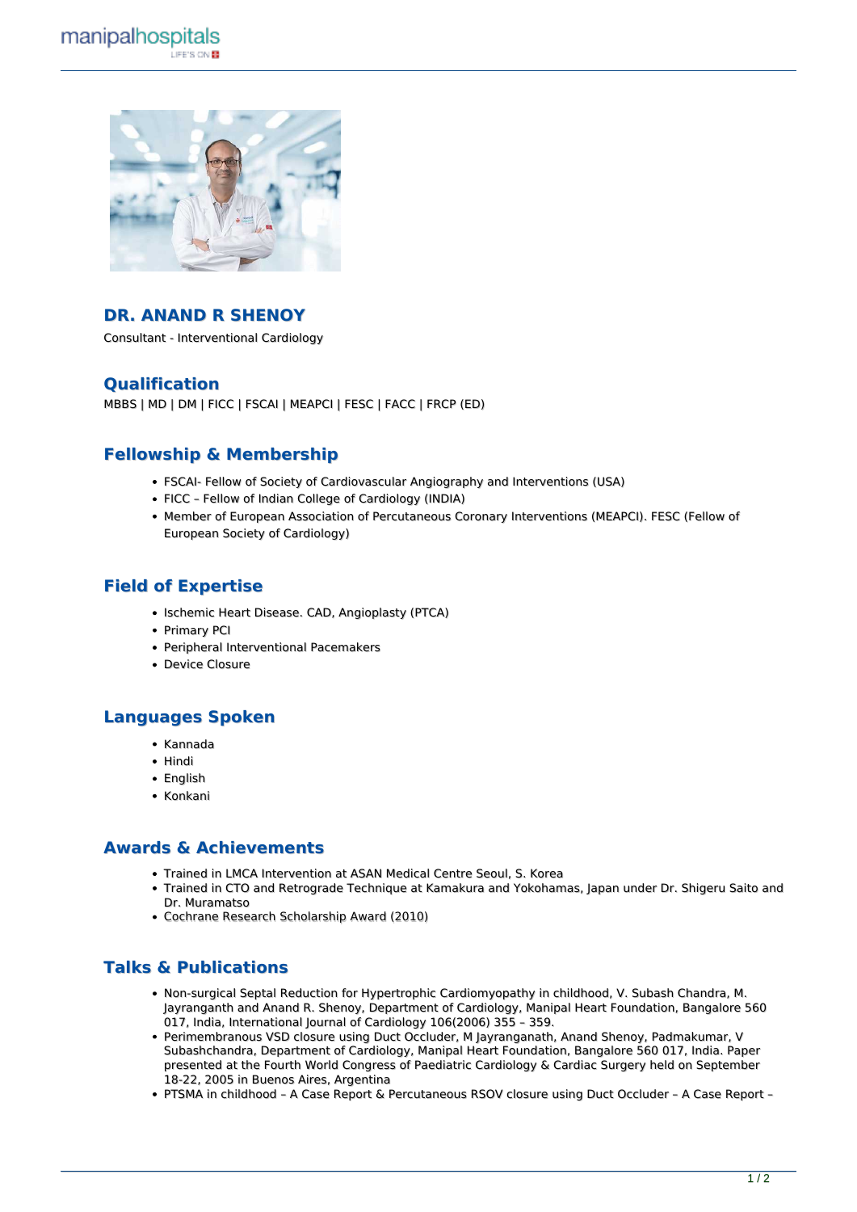# DR. ANAND R SHENOY

Consultant - Interventional Cardiology

## Qualification

MBBS | MD | DM | FICC | FSCAI | MEAPCI | FESC | FACC | FRCP (ED)

## Fellowship & Membership

- FSCAI- Fellow of Society of Cardiovascular Angiography and Interventions (USA)
- FICC – Fellow of Indian College of Cardiology (INDIA)
- Member of European Association of Percutaneous Coronary Interventions (MEAPCI). FESC (Fellow of European Society of Cardiology)

## Field of Expertise

- Ischemic Heart Disease. CAD, Angioplasty (PTCA)
- Primary PCI
- Peripheral Interventional Pacemakers
- Device Closure

## Languages Spoken

- Kannada
- Hindi
- English
- Konkani

## Awards & Achievements

- Trained in LMCA Intervention at ASAN Medical Centre Seoul, S. Korea
- Trained in CTO and Retrograde Technique at Kamakura and Yokohamas, Japan under Dr. Shigeru Saito and Dr. Muramatso
- Cochrane Research Scholarship Award (2010)

## Talks & Publications

- Non-surgical Septal Reduction for Hypertrophic Cardiomyopathy in childhood, V. Subash Chandra, M. Jayranganth and Anand R. Shenoy, Department of Cardiology, Manipal Heart Foundation, Bangalore 560 017, India, International Journal of Cardiology 106(2006) 355 – 359.
- Perimembranous VSD closure using Duct Occluder, M Jayranganath, Anand Shenoy, Padmakumar, V Subashchandra, Department of Cardiology, Manipal Heart Foundation, Bangalore 560 017, India. Paper presented at the Fourth World Congress of Paediatric Cardiology & Cardiac Surgery held on September 18-22, 2005 in Buenos Aires, Argentina
- PTSMA in childhood – A Case Report & Percutaneous RSOV closure using Duct Occluder – A Case Report –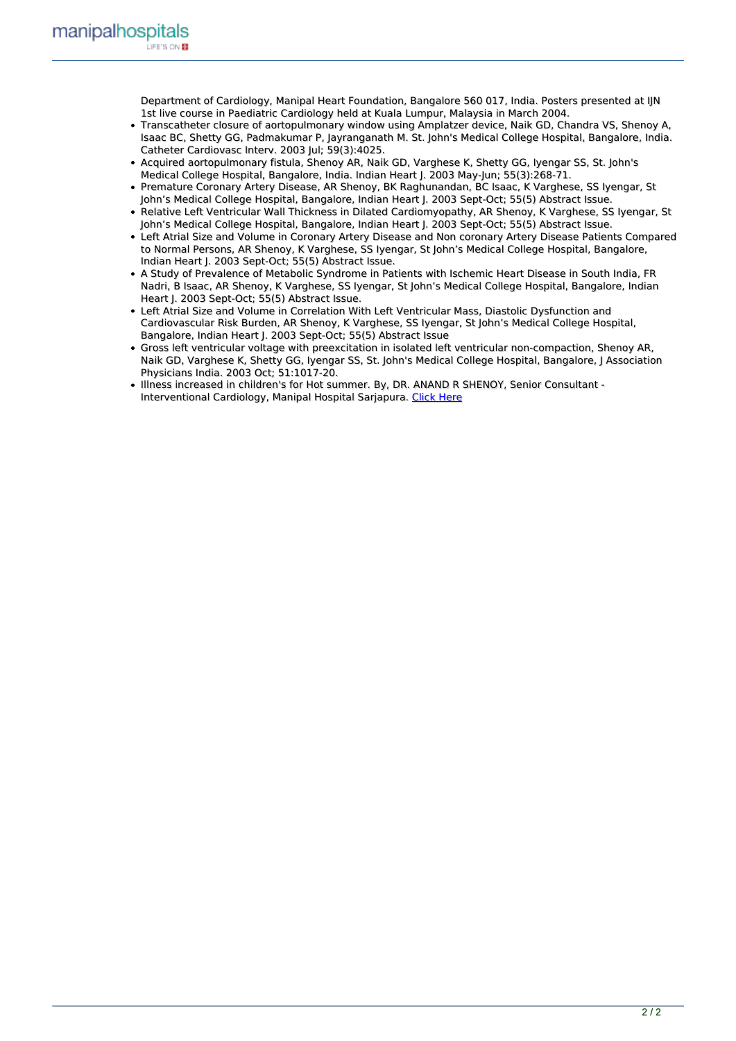Department of Cardiology, Manipal Heart Foundation, Bangalore 560 017, India. Posters presented at IJN 1st live course in Paediatric Cardiology held at Kuala Lumpur, Malaysia in March 2004.

- Transcatheter closure of aortopulmonary window using Amplatzer device, Naik GD, Chandra VS, Shenoy A, Isaac BC, Shetty GG, Padmakumar P, Jayranganath M. St. John's Medical College Hospital, Bangalore, India. Catheter Cardiovasc Interv. 2003 Jul; 59(3):4025.
- Acquired aortopulmonary fistula, Shenoy AR, Naik GD, Varghese K, Shetty GG, Iyengar SS, St. John's Medical College Hospital, Bangalore, India. Indian Heart J. 2003 May-Jun; 55(3):268-71.
- Premature Coronary Artery Disease, AR Shenoy, BK Raghunandan, BC Isaac, K Varghese, SS Iyengar, St John's Medical College Hospital, Bangalore, Indian Heart J. 2003 Sept-Oct; 55(5) Abstract Issue.
- Relative Left Ventricular Wall Thickness in Dilated Cardiomyopathy, AR Shenoy, K Varghese, SS Iyengar, St John's Medical College Hospital, Bangalore, Indian Heart J. 2003 Sept-Oct; 55(5) Abstract Issue.
- Left Atrial Size and Volume in Coronary Artery Disease and Non coronary Artery Disease Patients Compared to Normal Persons, AR Shenoy, K Varghese, SS Iyengar, St John's Medical College Hospital, Bangalore, Indian Heart J. 2003 Sept-Oct; 55(5) Abstract Issue.
- A Study of Prevalence of Metabolic Syndrome in Patients with Ischemic Heart Disease in South India, FR Nadri, B Isaac, AR Shenoy, K Varghese, SS Iyengar, St John's Medical College Hospital, Bangalore, Indian Heart J. 2003 Sept-Oct; 55(5) Abstract Issue.
- Left Atrial Size and Volume in Correlation With Left Ventricular Mass, Diastolic Dysfunction and Cardiovascular Risk Burden, AR Shenoy, K Varghese, SS Iyengar, St John's Medical College Hospital, Bangalore, Indian Heart J. 2003 Sept-Oct; 55(5) Abstract Issue
- Gross left ventricular voltage with preexcitation in isolated left ventricular non-compaction, Shenoy AR, Naik GD, Varghese K, Shetty GG, Iyengar SS, St. John's Medical College Hospital, Bangalore, J Association Physicians India. 2003 Oct; 51:1017-20.
- Illness increased in children's for Hot summer. By, DR. ANAND R SHENOY, Senior Consultant - Interventional Cardiology, Manipal Hospital Sarjapura. Click Here